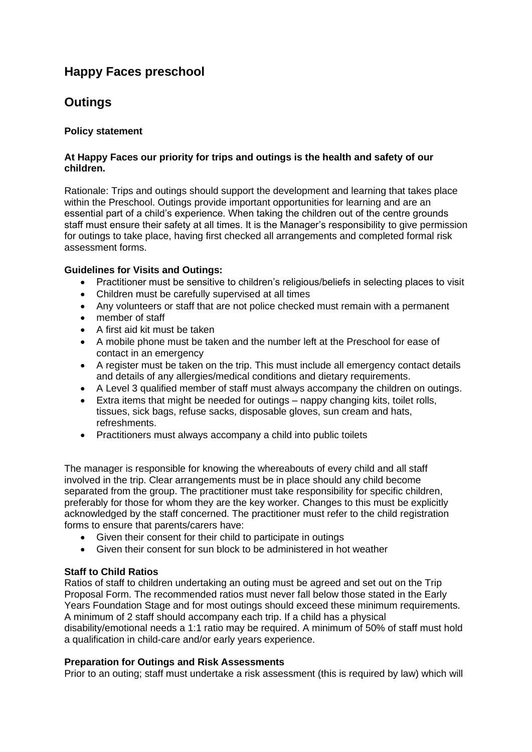# Happy Faces preschool

# Outings

### Policy statement

**At Happy Faces our priority for trips and outings is the health and safety of our children.**

Rationale: Trips and outings should support the development and learning that takes place within the Preschool. Outings provide important opportunities for learning and are an essential part of a child's experience. When taking the children out of the centre grounds staff must ensure their safety at all times. It is the Manager's responsibility to give permission for outings to take place, having first checked all arrangements and completed formal risk assessment forms.

**Guidelines for Visits and Outings:**

- Practitioner must be sensitive to children's religious/beliefs in selecting places to visit
- Children must be carefully supervised at all times
- Any volunteers or staff that are not police checked must remain with a permanent
- member of staff
- A first aid kit must be taken
- A mobile phone must be taken and the number left at the Preschool for ease of contact in an emergency
- A register must be taken on the trip. This must include all emergency contact details and details of any allergies/medical conditions and dietary requirements.
- A Level 3 qualified member of staff must always accompany the children on outings.
- Extra items that might be needed for outings – nappy changing kits, toilet rolls, tissues, sick bags, refuse sacks, disposable gloves, sun cream and hats, refreshments.
- Practitioners must always accompany a child into public toilets

The manager is responsible for knowing the whereabouts of every child and all staff involved in the trip. Clear arrangements must be in place should any child become separated from the group. The practitioner must take responsibility for specific children, preferably for those for whom they are the key worker. Changes to this must be explicitly acknowledged by the staff concerned. The practitioner must refer to the child registration forms to ensure that parents/carers have:

- Given their consent for their child to participate in outings
- Given their consent for sun block to be administered in hot weather

**Staff to Child Ratios**

Ratios of staff to children undertaking an outing must be agreed and set out on the Trip Proposal Form. The recommended ratios must never fall below those stated in the Early Years Foundation Stage and for most outings should exceed these minimum requirements. A minimum of 2 staff should accompany each trip. If a child has a physical disability/emotional needs a 1:1 ratio may be required. A minimum of 50% of staff must hold a qualification in child-care and/or early years experience.

**Preparation for Outings and Risk Assessments**

Prior to an outing; staff must undertake a risk assessment (this is required by law) which will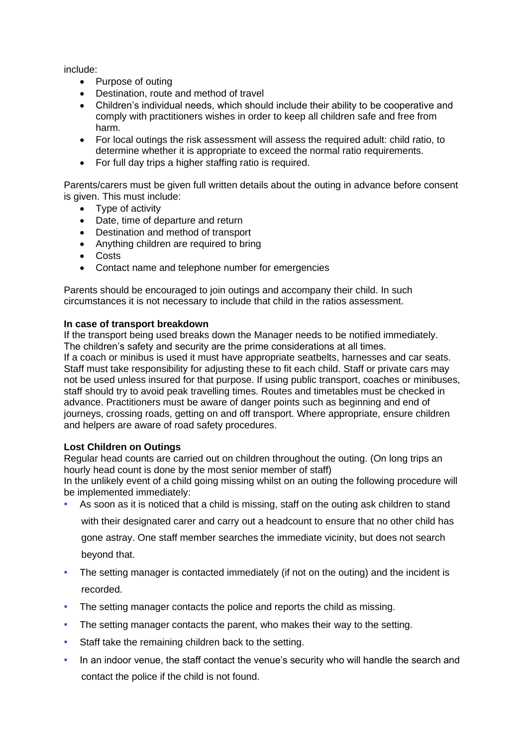include:

- Purpose of outing
- Destination, route and method of travel
- Children's individual needs, which should include their ability to be cooperative and comply with practitioners wishes in order to keep all children safe and free from harm.
- For local outings the risk assessment will assess the required adult: child ratio, to determine whether it is appropriate to exceed the normal ratio requirements.
- For full day trips a higher staffing ratio is required.

Parents/carers must be given full written details about the outing in advance before consent is given. This must include:

- Type of activity
- Date, time of departure and return
- Destination and method of transport
- Anything children are required to bring
- Costs
- Contact name and telephone number for emergencies

Parents should be encouraged to join outings and accompany their child. In such circumstances it is not necessary to include that child in the ratios assessment.

**In case of transport breakdown**

If the transport being used breaks down the Manager needs to be notified immediately. The children's safety and security are the prime considerations at all times.
If a coach or minibus is used it must have appropriate seatbelts, harnesses and car seats. Staff must take responsibility for adjusting these to fit each child. Staff or private cars may not be used unless insured for that purpose. If using public transport, coaches or minibuses, staff should try to avoid peak travelling times. Routes and timetables must be checked in advance. Practitioners must be aware of danger points such as beginning and end of journeys, crossing roads, getting on and off transport. Where appropriate, ensure children and helpers are aware of road safety procedures.

**Lost Children on Outings**

Regular head counts are carried out on children throughout the outing. (On long trips an hourly head count is done by the most senior member of staff)
In the unlikely event of a child going missing whilst on an outing the following procedure will be implemented immediately:

- As soon as it is noticed that a child is missing, staff on the outing ask children to stand with their designated carer and carry out a headcount to ensure that no other child has gone astray. One staff member searches the immediate vicinity, but does not search beyond that.
- The setting manager is contacted immediately (if not on the outing) and the incident is recorded.
- The setting manager contacts the police and reports the child as missing.
- The setting manager contacts the parent, who makes their way to the setting.
- Staff take the remaining children back to the setting.
- In an indoor venue, the staff contact the venue's security who will handle the search and contact the police if the child is not found.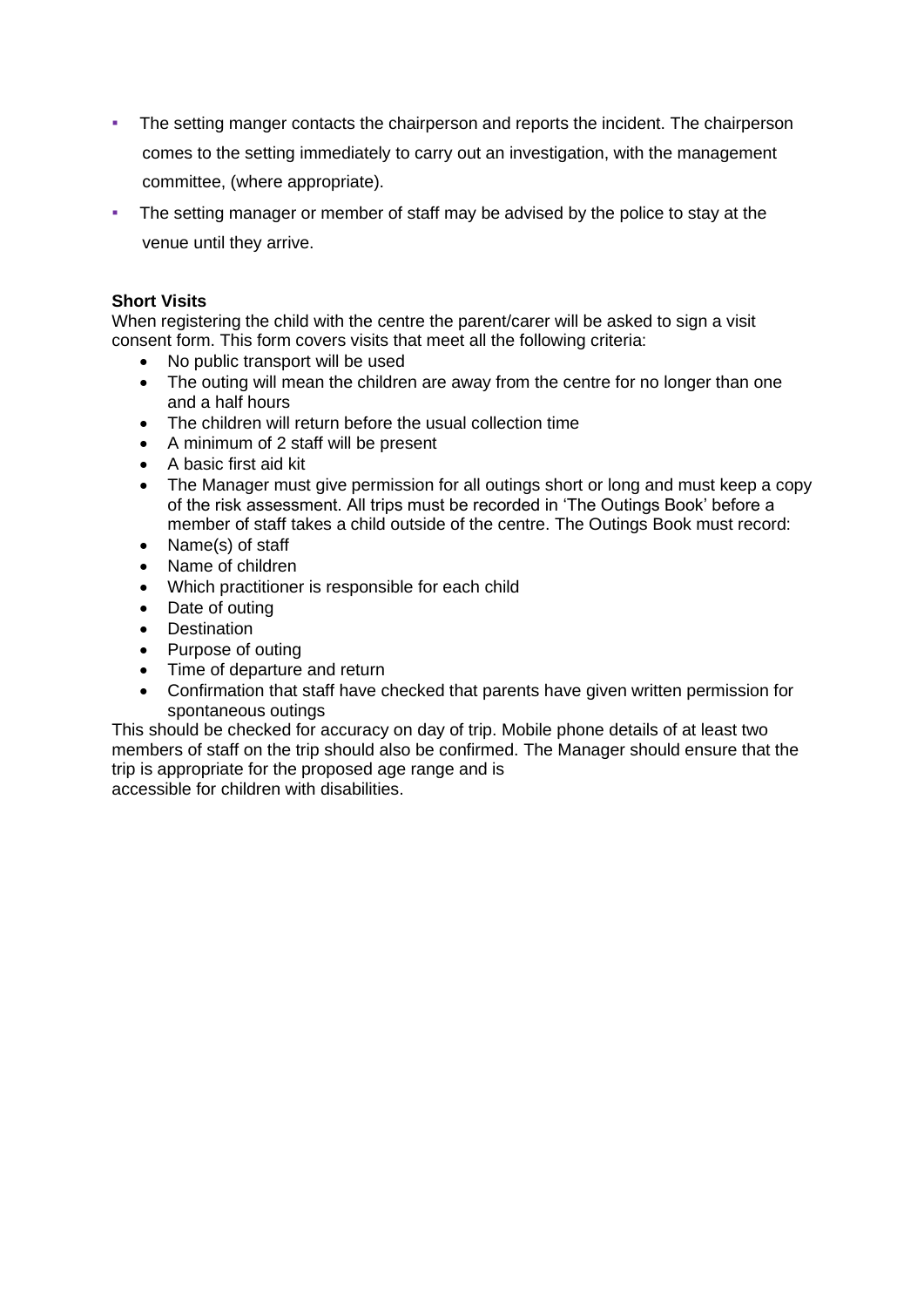- The setting manger contacts the chairperson and reports the incident. The chairperson comes to the setting immediately to carry out an investigation, with the management committee, (where appropriate).
- The setting manager or member of staff may be advised by the police to stay at the venue until they arrive.

**Short Visits**

When registering the child with the centre the parent/carer will be asked to sign a visit consent form. This form covers visits that meet all the following criteria:

- No public transport will be used
- The outing will mean the children are away from the centre for no longer than one and a half hours
- The children will return before the usual collection time
- A minimum of 2 staff will be present
- A basic first aid kit
- The Manager must give permission for all outings short or long and must keep a copy of the risk assessment. All trips must be recorded in 'The Outings Book' before a member of staff takes a child outside of the centre. The Outings Book must record:
- Name(s) of staff
- Name of children
- Which practitioner is responsible for each child
- Date of outing
- Destination
- Purpose of outing
- Time of departure and return
- Confirmation that staff have checked that parents have given written permission for spontaneous outings

This should be checked for accuracy on day of trip. Mobile phone details of at least two members of staff on the trip should also be confirmed. The Manager should ensure that the trip is appropriate for the proposed age range and is accessible for children with disabilities.